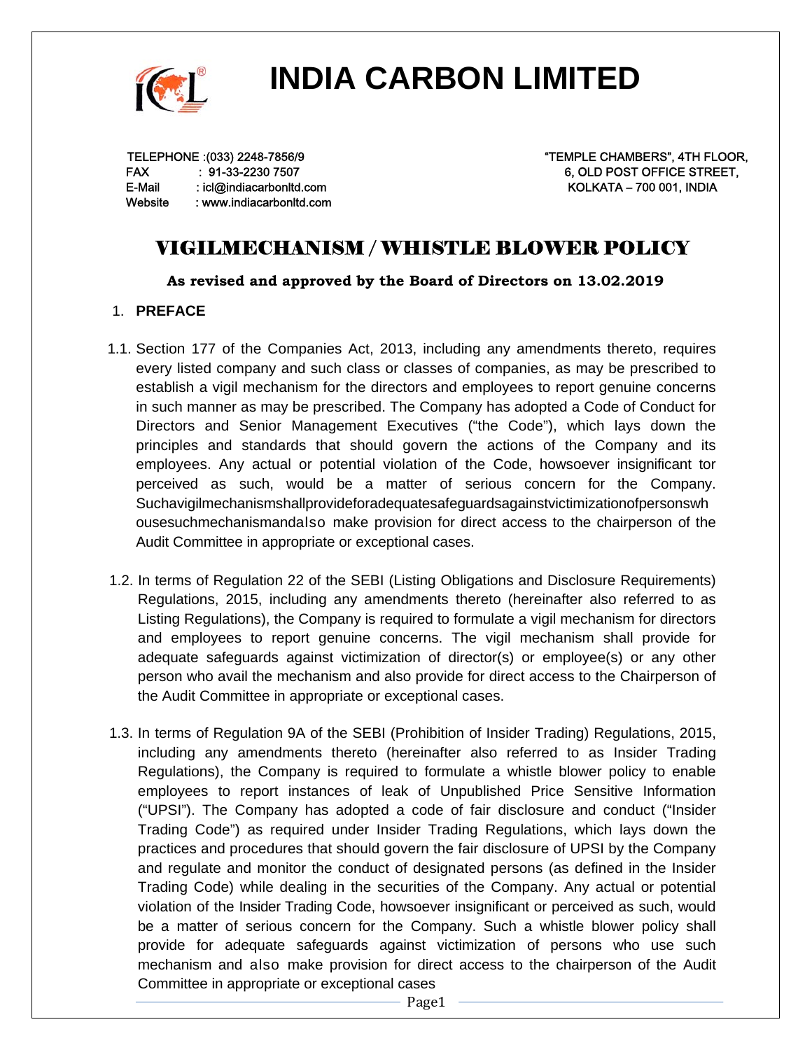# INDIA CARBON LIMITED

TELEPHONE :(033) 2248-7856/9
FAX : 91-33-2230 7507
E-Mail : icl@indiacarbonltd.com
Website : www.indiacarbonltd.com

"TEMPLE CHAMBERS", 4TH FLOOR,
6, OLD POST OFFICE STREET,
KOLKATA – 700 001, INDIA

## VIGILMECHANISM / WHISTLE BLOWER POLICY

**As revised and approved by the Board of Directors on 13.02.2019**

1. **PREFACE**

1.1. Section 177 of the Companies Act, 2013, including any amendments thereto, requires every listed company and such class or classes of companies, as may be prescribed to establish a vigil mechanism for the directors and employees to report genuine concerns in such manner as may be prescribed. The Company has adopted a Code of Conduct for Directors and Senior Management Executives ("the Code"), which lays down the principles and standards that should govern the actions of the Company and its employees. Any actual or potential violation of the Code, howsoever insignificant tor perceived as such, would be a matter of serious concern for the Company. Suchavigilmechanismshallprovideforadequatesafeguardsagainstvictimizationofpersonswh ousesuchmechanismandalso make provision for direct access to the chairperson of the Audit Committee in appropriate or exceptional cases.

1.2. In terms of Regulation 22 of the SEBI (Listing Obligations and Disclosure Requirements) Regulations, 2015, including any amendments thereto (hereinafter also referred to as Listing Regulations), the Company is required to formulate a vigil mechanism for directors and employees to report genuine concerns. The vigil mechanism shall provide for adequate safeguards against victimization of director(s) or employee(s) or any other person who avail the mechanism and also provide for direct access to the Chairperson of the Audit Committee in appropriate or exceptional cases.

1.3. In terms of Regulation 9A of the SEBI (Prohibition of Insider Trading) Regulations, 2015, including any amendments thereto (hereinafter also referred to as Insider Trading Regulations), the Company is required to formulate a whistle blower policy to enable employees to report instances of leak of Unpublished Price Sensitive Information ("UPSI"). The Company has adopted a code of fair disclosure and conduct ("Insider Trading Code") as required under Insider Trading Regulations, which lays down the practices and procedures that should govern the fair disclosure of UPSI by the Company and regulate and monitor the conduct of designated persons (as defined in the Insider Trading Code) while dealing in the securities of the Company. Any actual or potential violation of the Insider Trading Code, howsoever insignificant or perceived as such, would be a matter of serious concern for the Company. Such a whistle blower policy shall provide for adequate safeguards against victimization of persons who use such mechanism and also make provision for direct access to the chairperson of the Audit Committee in appropriate or exceptional cases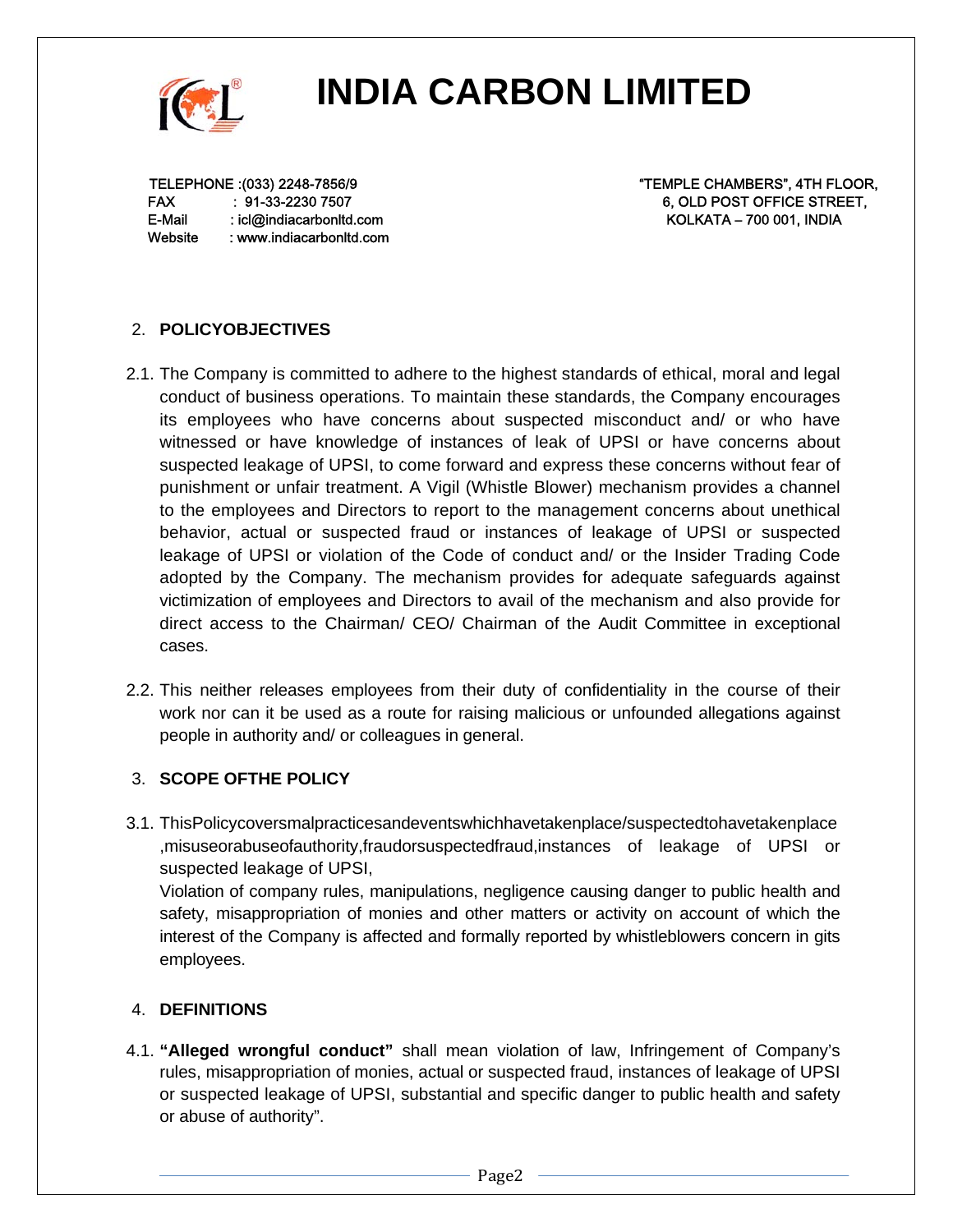## 2. POLICYOBJECTIVES

2.1. The Company is committed to adhere to the highest standards of ethical, moral and legal conduct of business operations. To maintain these standards, the Company encourages its employees who have concerns about suspected misconduct and/ or who have witnessed or have knowledge of instances of leak of UPSI or have concerns about suspected leakage of UPSI, to come forward and express these concerns without fear of punishment or unfair treatment. A Vigil (Whistle Blower) mechanism provides a channel to the employees and Directors to report to the management concerns about unethical behavior, actual or suspected fraud or instances of leakage of UPSI or suspected leakage of UPSI or violation of the Code of conduct and/ or the Insider Trading Code adopted by the Company. The mechanism provides for adequate safeguards against victimization of employees and Directors to avail of the mechanism and also provide for direct access to the Chairman/ CEO/ Chairman of the Audit Committee in exceptional cases.

2.2. This neither releases employees from their duty of confidentiality in the course of their work nor can it be used as a route for raising malicious or unfounded allegations against people in authority and/ or colleagues in general.

## 3. SCOPE OFTHE POLICY

3.1. ThisPolicycoversmalpracticesandeventswhichhavetakenplace/suspectedtohavetakenplace ,misuseorabuseofauthority,fraudorsuspectedfraud,instances of leakage of UPSI or suspected leakage of UPSI,
Violation of company rules, manipulations, negligence causing danger to public health and safety, misappropriation of monies and other matters or activity on account of which the interest of the Company is affected and formally reported by whistleblowers concern in gits employees.

## 4. DEFINITIONS

4.1. **"Alleged wrongful conduct"** shall mean violation of law, Infringement of Company's rules, misappropriation of monies, actual or suspected fraud, instances of leakage of UPSI or suspected leakage of UPSI, substantial and specific danger to public health and safety or abuse of authority".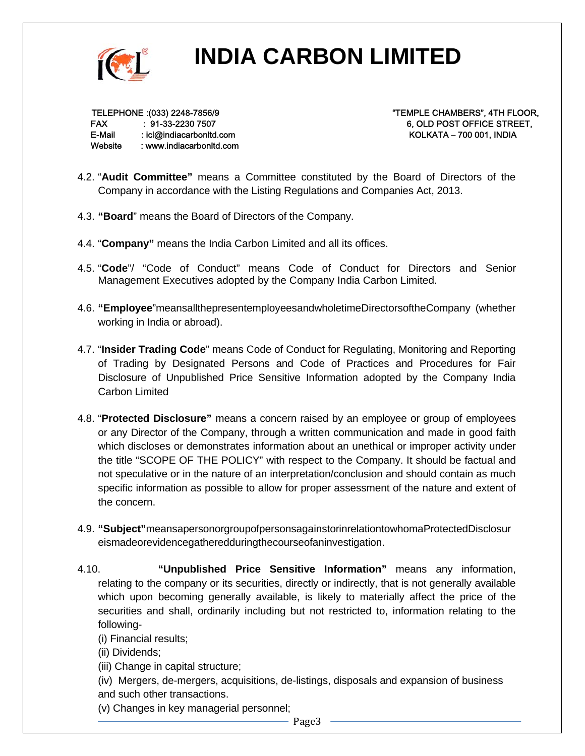4.2. "**Audit Committee"** means a Committee constituted by the Board of Directors of the Company in accordance with the Listing Regulations and Companies Act, 2013.

4.3. **"Board**" means the Board of Directors of the Company.

4.4. "**Company"** means the India Carbon Limited and all its offices.

4.5. "**Code**"/ "Code of Conduct" means Code of Conduct for Directors and Senior Management Executives adopted by the Company India Carbon Limited.

4.6. **"Employee**"meansallthepresentemployeesandwholetimeDirectorsoftheCompany (whether working in India or abroad).

4.7. "**Insider Trading Code**" means Code of Conduct for Regulating, Monitoring and Reporting of Trading by Designated Persons and Code of Practices and Procedures for Fair Disclosure of Unpublished Price Sensitive Information adopted by the Company India Carbon Limited

4.8. "**Protected Disclosure"** means a concern raised by an employee or group of employees or any Director of the Company, through a written communication and made in good faith which discloses or demonstrates information about an unethical or improper activity under the title "SCOPE OF THE POLICY" with respect to the Company. It should be factual and not speculative or in the nature of an interpretation/conclusion and should contain as much specific information as possible to allow for proper assessment of the nature and extent of the concern.

4.9. **"Subject"**meansapersonorgroupofpersonsagainstorinrelationtowhomaProtectedDisclosureismadeorevidencegatheredduringthecourseofaninvestigation.

4.10. **"Unpublished Price Sensitive Information"** means any information, relating to the company or its securities, directly or indirectly, that is not generally available which upon becoming generally available, is likely to materially affect the price of the securities and shall, ordinarily including but not restricted to, information relating to the following-

(i) Financial results;

(ii) Dividends;

(iii) Change in capital structure;

(iv) Mergers, de-mergers, acquisitions, de-listings, disposals and expansion of business and such other transactions.

(v) Changes in key managerial personnel;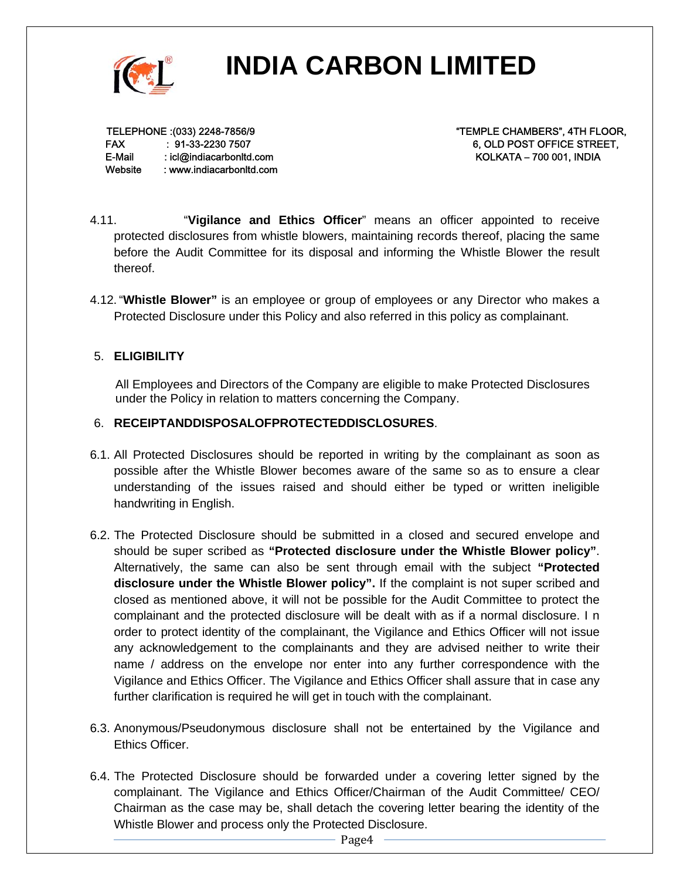4.11. "**Vigilance and Ethics Officer**" means an officer appointed to receive protected disclosures from whistle blowers, maintaining records thereof, placing the same before the Audit Committee for its disposal and informing the Whistle Blower the result thereof.

4.12. "**Whistle Blower"** is an employee or group of employees or any Director who makes a Protected Disclosure under this Policy and also referred in this policy as complainant.

## 5. ELIGIBILITY

All Employees and Directors of the Company are eligible to make Protected Disclosures under the Policy in relation to matters concerning the Company.

## 6. RECEIPTANDDISPOSALOFPROTECTEDDISCLOSURES.

6.1. All Protected Disclosures should be reported in writing by the complainant as soon as possible after the Whistle Blower becomes aware of the same so as to ensure a clear understanding of the issues raised and should either be typed or written ineligible handwriting in English.

6.2. The Protected Disclosure should be submitted in a closed and secured envelope and should be super scribed as **"Protected disclosure under the Whistle Blower policy"**. Alternatively, the same can also be sent through email with the subject **"Protected disclosure under the Whistle Blower policy".** If the complaint is not super scribed and closed as mentioned above, it will not be possible for the Audit Committee to protect the complainant and the protected disclosure will be dealt with as if a normal disclosure. I n order to protect identity of the complainant, the Vigilance and Ethics Officer will not issue any acknowledgement to the complainants and they are advised neither to write their name / address on the envelope nor enter into any further correspondence with the Vigilance and Ethics Officer. The Vigilance and Ethics Officer shall assure that in case any further clarification is required he will get in touch with the complainant.

6.3. Anonymous/Pseudonymous disclosure shall not be entertained by the Vigilance and Ethics Officer.

6.4. The Protected Disclosure should be forwarded under a covering letter signed by the complainant. The Vigilance and Ethics Officer/Chairman of the Audit Committee/ CEO/ Chairman as the case may be, shall detach the covering letter bearing the identity of the Whistle Blower and process only the Protected Disclosure.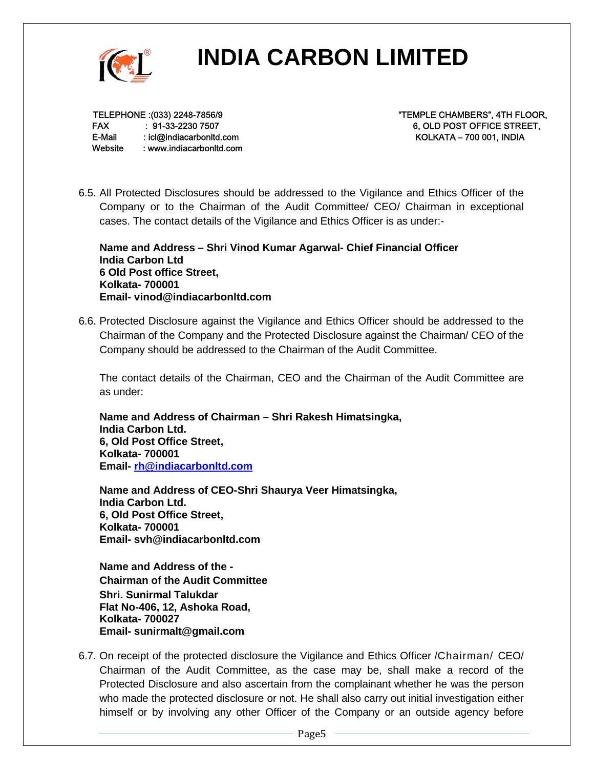6.5. All Protected Disclosures should be addressed to the Vigilance and Ethics Officer of the Company or to the Chairman of the Audit Committee/ CEO/ Chairman in exceptional cases. The contact details of the Vigilance and Ethics Officer is as under:-

**Name and Address – Shri Vinod Kumar Agarwal- Chief Financial Officer**
**India Carbon Ltd**
**6 Old Post office Street,**
**Kolkata- 700001**
**Email- vinod@indiacarbonltd.com**

6.6. Protected Disclosure against the Vigilance and Ethics Officer should be addressed to the Chairman of the Company and the Protected Disclosure against the Chairman/ CEO of the Company should be addressed to the Chairman of the Audit Committee.

The contact details of the Chairman, CEO and the Chairman of the Audit Committee are as under:

**Name and Address of Chairman – Shri Rakesh Himatsingka,**
**India Carbon Ltd.**
**6, Old Post Office Street,**
**Kolkata- 700001**
**Email- rh@indiacarbonltd.com**

**Name and Address of CEO-Shri Shaurya Veer Himatsingka,**
**India Carbon Ltd.**
**6, Old Post Office Street,**
**Kolkata- 700001**
**Email- svh@indiacarbonltd.com**

**Name and Address of the -**
**Chairman of the Audit Committee**
**Shri. Sunirmal Talukdar**
**Flat No-406, 12, Ashoka Road,**
**Kolkata- 700027**
**Email- sunirmalt@gmail.com**

6.7. On receipt of the protected disclosure the Vigilance and Ethics Officer /Chairman/ CEO/ Chairman of the Audit Committee, as the case may be, shall make a record of the Protected Disclosure and also ascertain from the complainant whether he was the person who made the protected disclosure or not. He shall also carry out initial investigation either himself or by involving any other Officer of the Company or an outside agency before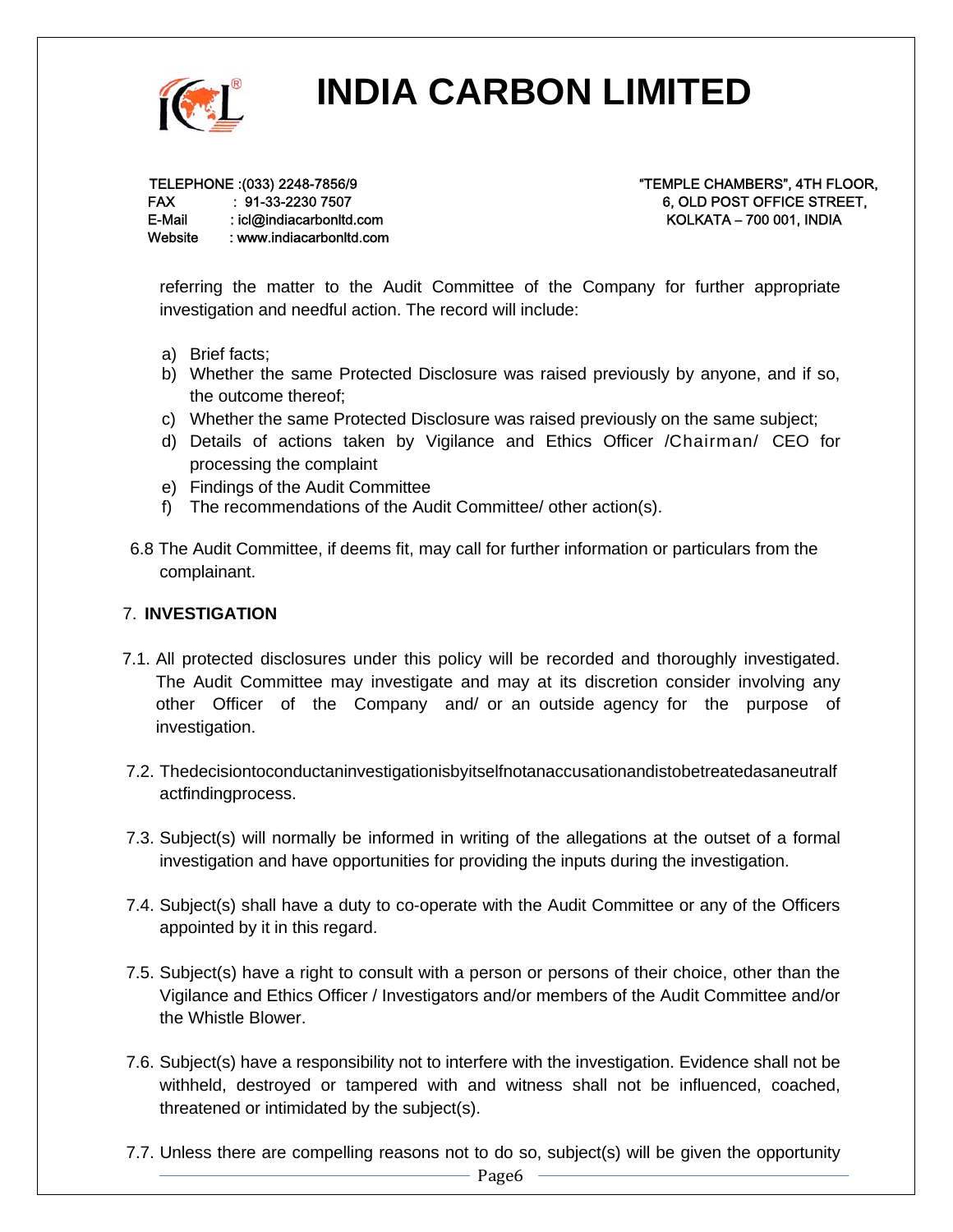referring the matter to the Audit Committee of the Company for further appropriate investigation and needful action. The record will include:

a) Brief facts;
b) Whether the same Protected Disclosure was raised previously by anyone, and if so, the outcome thereof;
c) Whether the same Protected Disclosure was raised previously on the same subject;
d) Details of actions taken by Vigilance and Ethics Officer /Chairman/ CEO for processing the complaint
e) Findings of the Audit Committee
f) The recommendations of the Audit Committee/ other action(s).

6.8 The Audit Committee, if deems fit, may call for further information or particulars from the complainant.

## 7. INVESTIGATION

7.1. All protected disclosures under this policy will be recorded and thoroughly investigated. The Audit Committee may investigate and may at its discretion consider involving any other Officer of the Company and/ or an outside agency for the purpose of investigation.

7.2. Thedecisiontoconductaninvestigationisbyitselfnotanaccusationandistobetreatedasaneutralf actfindingprocess.

7.3. Subject(s) will normally be informed in writing of the allegations at the outset of a formal investigation and have opportunities for providing the inputs during the investigation.

7.4. Subject(s) shall have a duty to co-operate with the Audit Committee or any of the Officers appointed by it in this regard.

7.5. Subject(s) have a right to consult with a person or persons of their choice, other than the Vigilance and Ethics Officer / Investigators and/or members of the Audit Committee and/or the Whistle Blower.

7.6. Subject(s) have a responsibility not to interfere with the investigation. Evidence shall not be withheld, destroyed or tampered with and witness shall not be influenced, coached, threatened or intimidated by the subject(s).

7.7. Unless there are compelling reasons not to do so, subject(s) will be given the opportunity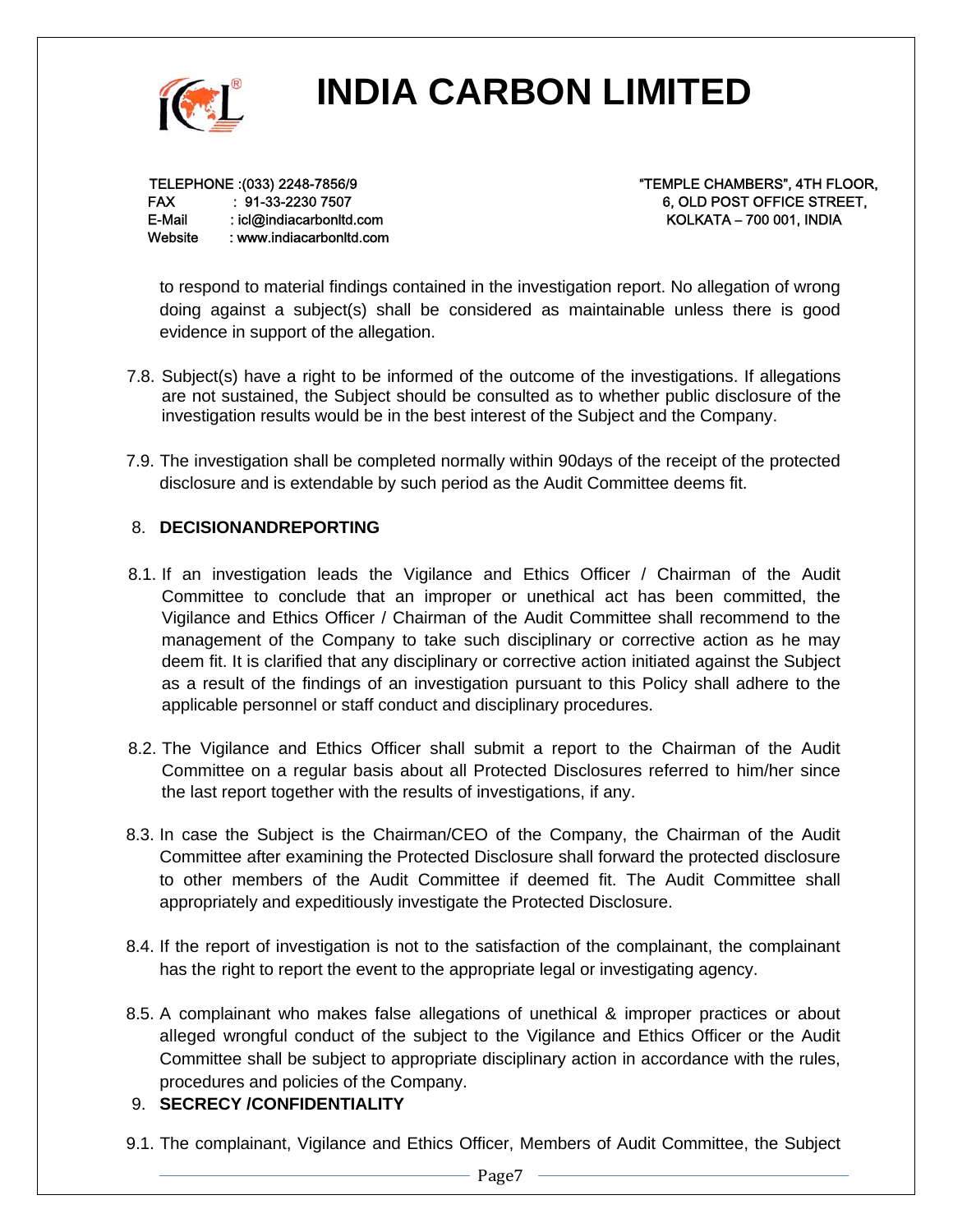to respond to material findings contained in the investigation report. No allegation of wrong doing against a subject(s) shall be considered as maintainable unless there is good evidence in support of the allegation.

7.8. Subject(s) have a right to be informed of the outcome of the investigations. If allegations are not sustained, the Subject should be consulted as to whether public disclosure of the investigation results would be in the best interest of the Subject and the Company.

7.9. The investigation shall be completed normally within 90days of the receipt of the protected disclosure and is extendable by such period as the Audit Committee deems fit.

## 8. DECISIONANDREPORTING

8.1. If an investigation leads the Vigilance and Ethics Officer / Chairman of the Audit Committee to conclude that an improper or unethical act has been committed, the Vigilance and Ethics Officer / Chairman of the Audit Committee shall recommend to the management of the Company to take such disciplinary or corrective action as he may deem fit. It is clarified that any disciplinary or corrective action initiated against the Subject as a result of the findings of an investigation pursuant to this Policy shall adhere to the applicable personnel or staff conduct and disciplinary procedures.

8.2. The Vigilance and Ethics Officer shall submit a report to the Chairman of the Audit Committee on a regular basis about all Protected Disclosures referred to him/her since the last report together with the results of investigations, if any.

8.3. In case the Subject is the Chairman/CEO of the Company, the Chairman of the Audit Committee after examining the Protected Disclosure shall forward the protected disclosure to other members of the Audit Committee if deemed fit. The Audit Committee shall appropriately and expeditiously investigate the Protected Disclosure.

8.4. If the report of investigation is not to the satisfaction of the complainant, the complainant has the right to report the event to the appropriate legal or investigating agency.

8.5. A complainant who makes false allegations of unethical & improper practices or about alleged wrongful conduct of the subject to the Vigilance and Ethics Officer or the Audit Committee shall be subject to appropriate disciplinary action in accordance with the rules, procedures and policies of the Company.

## 9. SECRECY /CONFIDENTIALITY

9.1. The complainant, Vigilance and Ethics Officer, Members of Audit Committee, the Subject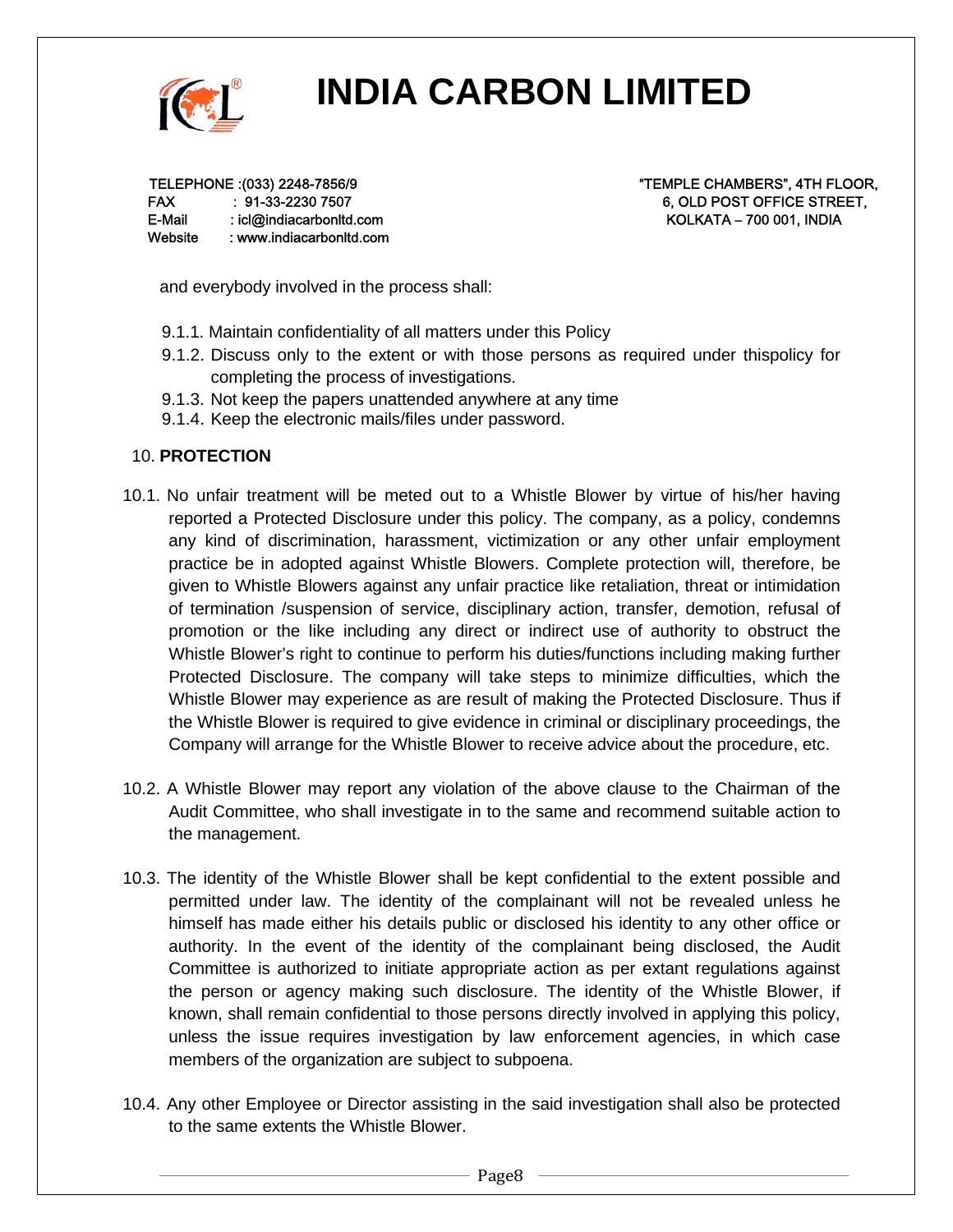and everybody involved in the process shall:

9.1.1. Maintain confidentiality of all matters under this Policy

9.1.2. Discuss only to the extent or with those persons as required under thispolicy for completing the process of investigations.

9.1.3. Not keep the papers unattended anywhere at any time

9.1.4. Keep the electronic mails/files under password.

## 10. PROTECTION

10.1. No unfair treatment will be meted out to a Whistle Blower by virtue of his/her having reported a Protected Disclosure under this policy. The company, as a policy, condemns any kind of discrimination, harassment, victimization or any other unfair employment practice be in adopted against Whistle Blowers. Complete protection will, therefore, be given to Whistle Blowers against any unfair practice like retaliation, threat or intimidation of termination /suspension of service, disciplinary action, transfer, demotion, refusal of promotion or the like including any direct or indirect use of authority to obstruct the Whistle Blower's right to continue to perform his duties/functions including making further Protected Disclosure. The company will take steps to minimize difficulties, which the Whistle Blower may experience as are result of making the Protected Disclosure. Thus if the Whistle Blower is required to give evidence in criminal or disciplinary proceedings, the Company will arrange for the Whistle Blower to receive advice about the procedure, etc.

10.2. A Whistle Blower may report any violation of the above clause to the Chairman of the Audit Committee, who shall investigate in to the same and recommend suitable action to the management.

10.3. The identity of the Whistle Blower shall be kept confidential to the extent possible and permitted under law. The identity of the complainant will not be revealed unless he himself has made either his details public or disclosed his identity to any other office or authority. In the event of the identity of the complainant being disclosed, the Audit Committee is authorized to initiate appropriate action as per extant regulations against the person or agency making such disclosure. The identity of the Whistle Blower, if known, shall remain confidential to those persons directly involved in applying this policy, unless the issue requires investigation by law enforcement agencies, in which case members of the organization are subject to subpoena.

10.4. Any other Employee or Director assisting in the said investigation shall also be protected to the same extents the Whistle Blower.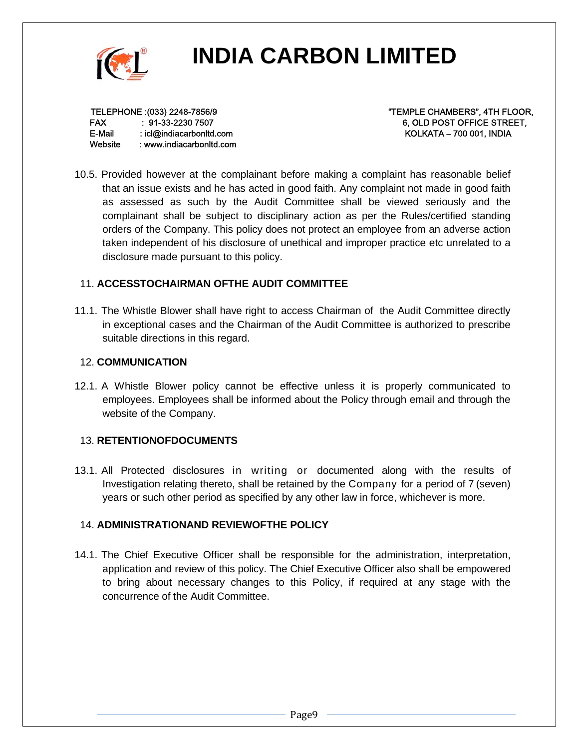10.5. Provided however at the complainant before making a complaint has reasonable belief that an issue exists and he has acted in good faith. Any complaint not made in good faith as assessed as such by the Audit Committee shall be viewed seriously and the complainant shall be subject to disciplinary action as per the Rules/certified standing orders of the Company. This policy does not protect an employee from an adverse action taken independent of his disclosure of unethical and improper practice etc unrelated to a disclosure made pursuant to this policy.

## 11. ACCESSTOCHAIRMAN OFTHE AUDIT COMMITTEE

11.1. The Whistle Blower shall have right to access Chairman of the Audit Committee directly in exceptional cases and the Chairman of the Audit Committee is authorized to prescribe suitable directions in this regard.

## 12. COMMUNICATION

12.1. A Whistle Blower policy cannot be effective unless it is properly communicated to employees. Employees shall be informed about the Policy through email and through the website of the Company.

## 13. RETENTIONOFDOCUMENTS

13.1. All Protected disclosures in writing or documented along with the results of Investigation relating thereto, shall be retained by the Company for a period of 7 (seven) years or such other period as specified by any other law in force, whichever is more.

## 14. ADMINISTRATIONAND REVIEWOFTHE POLICY

14.1. The Chief Executive Officer shall be responsible for the administration, interpretation, application and review of this policy. The Chief Executive Officer also shall be empowered to bring about necessary changes to this Policy, if required at any stage with the concurrence of the Audit Committee.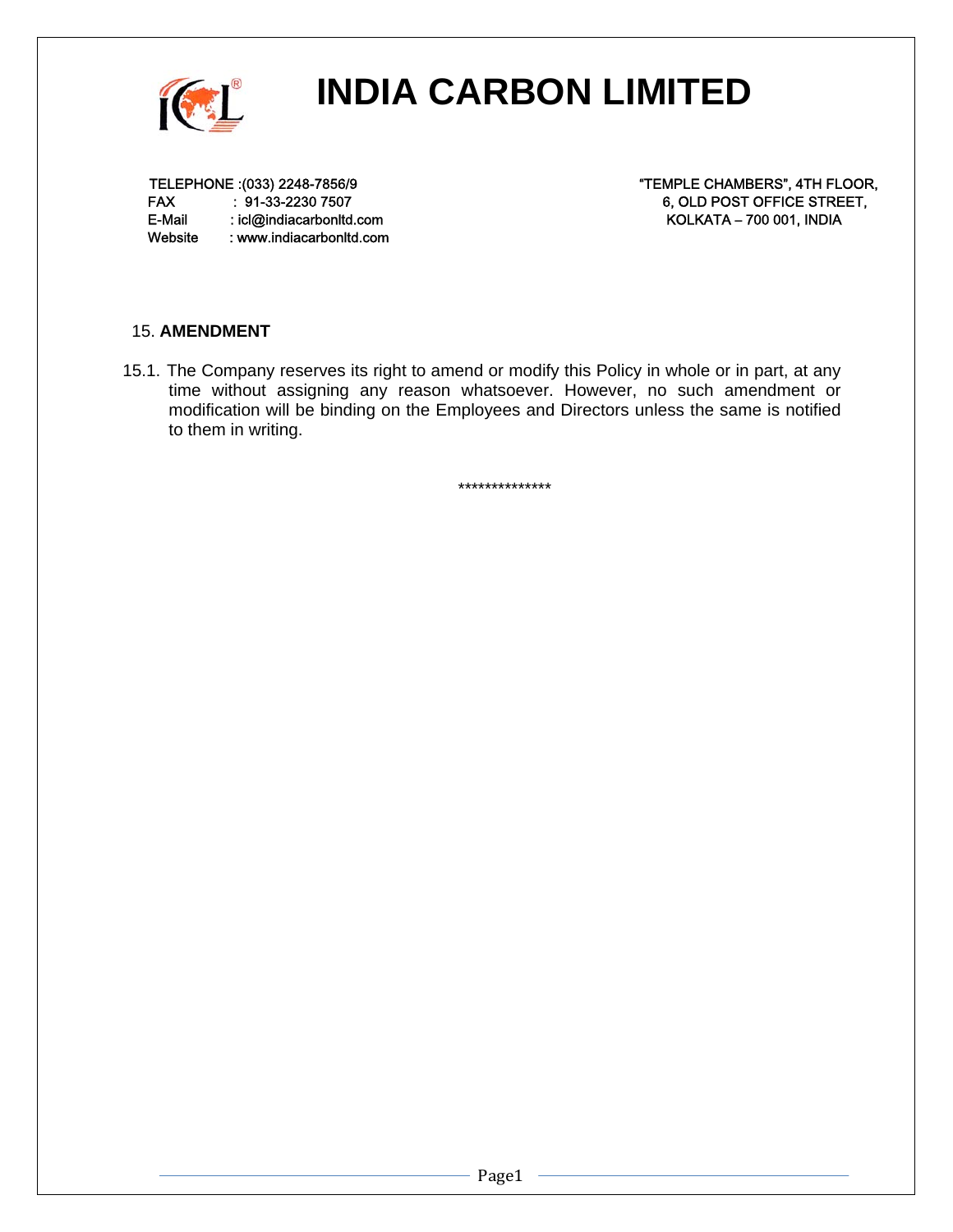# INDIA CARBON LIMITED

TELEPHONE :(033) 2248-7856/9
FAX : 91-33-2230 7507
E-Mail : icl@indiacarbonltd.com
Website : www.indiacarbonltd.com

"TEMPLE CHAMBERS", 4TH FLOOR,
6, OLD POST OFFICE STREET,
KOLKATA – 700 001, INDIA

## 15. AMENDMENT

15.1. The Company reserves its right to amend or modify this Policy in whole or in part, at any time without assigning any reason whatsoever. However, no such amendment or modification will be binding on the Employees and Directors unless the same is notified to them in writing.

***************